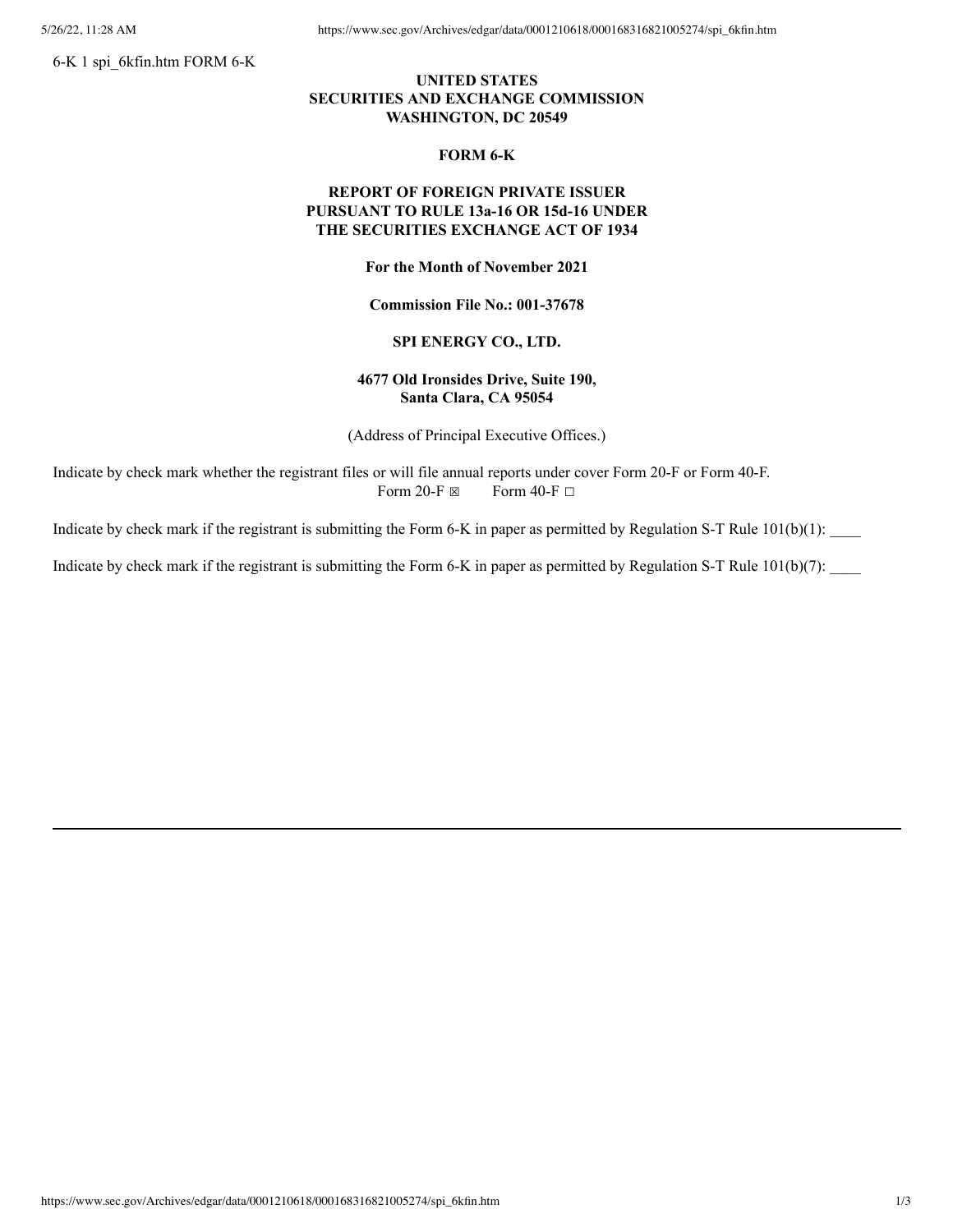6-K 1 spi_6kfin.htm FORM 6-K

**UNITED STATES**
**SECURITIES AND EXCHANGE COMMISSION**
**WASHINGTON, DC 20549**

**FORM 6-K**

**REPORT OF FOREIGN PRIVATE ISSUER**
**PURSUANT TO RULE 13a-16 OR 15d-16 UNDER**
**THE SECURITIES EXCHANGE ACT OF 1934**

**For the Month of November 2021**

**Commission File No.: 001-37678**

**SPI ENERGY CO., LTD.**

**4677 Old Ironsides Drive, Suite 190,**
**Santa Clara, CA 95054**

(Address of Principal Executive Offices.)

Indicate by check mark whether the registrant files or will file annual reports under cover Form 20-F or Form 40-F.
Form 20-F ☒ Form 40-F ☐

Indicate by check mark if the registrant is submitting the Form 6-K in paper as permitted by Regulation S-T Rule 101(b)(1): ____

Indicate by check mark if the registrant is submitting the Form 6-K in paper as permitted by Regulation S-T Rule 101(b)(7): ____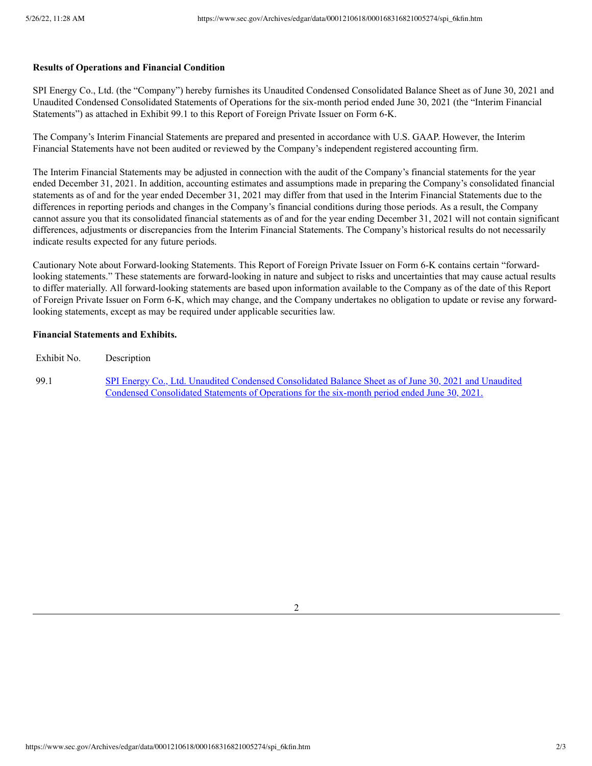**Results of Operations and Financial Condition**

SPI Energy Co., Ltd. (the "Company") hereby furnishes its Unaudited Condensed Consolidated Balance Sheet as of June 30, 2021 and Unaudited Condensed Consolidated Statements of Operations for the six-month period ended June 30, 2021 (the "Interim Financial Statements") as attached in Exhibit 99.1 to this Report of Foreign Private Issuer on Form 6-K.

The Company's Interim Financial Statements are prepared and presented in accordance with U.S. GAAP. However, the Interim Financial Statements have not been audited or reviewed by the Company's independent registered accounting firm.

The Interim Financial Statements may be adjusted in connection with the audit of the Company's financial statements for the year ended December 31, 2021. In addition, accounting estimates and assumptions made in preparing the Company's consolidated financial statements as of and for the year ended December 31, 2021 may differ from that used in the Interim Financial Statements due to the differences in reporting periods and changes in the Company's financial conditions during those periods. As a result, the Company cannot assure you that its consolidated financial statements as of and for the year ending December 31, 2021 will not contain significant differences, adjustments or discrepancies from the Interim Financial Statements. The Company's historical results do not necessarily indicate results expected for any future periods.

Cautionary Note about Forward-looking Statements. This Report of Foreign Private Issuer on Form 6-K contains certain "forward-looking statements." These statements are forward-looking in nature and subject to risks and uncertainties that may cause actual results to differ materially. All forward-looking statements are based upon information available to the Company as of the date of this Report of Foreign Private Issuer on Form 6-K, which may change, and the Company undertakes no obligation to update or revise any forward-looking statements, except as may be required under applicable securities law.

**Financial Statements and Exhibits.**

| Exhibit No. | Description |
|---|---|
| 99.1 | SPI Energy Co., Ltd. Unaudited Condensed Consolidated Balance Sheet as of June 30, 2021 and Unaudited Condensed Consolidated Statements of Operations for the six-month period ended June 30, 2021. |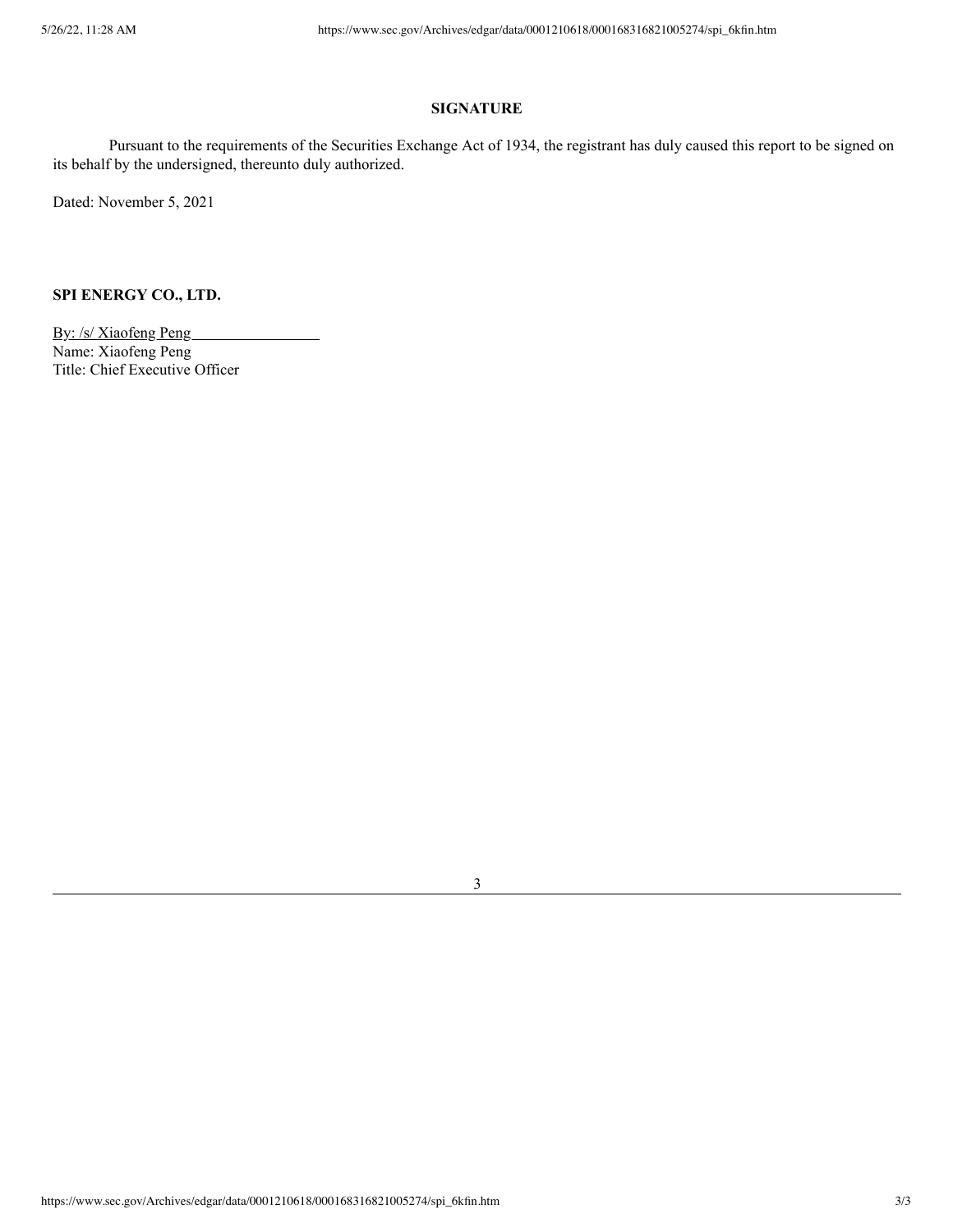## SIGNATURE

Pursuant to the requirements of the Securities Exchange Act of 1934, the registrant has duly caused this report to be signed on its behalf by the undersigned, thereunto duly authorized.

Dated: November 5, 2021

**SPI ENERGY CO., LTD.**

By: /s/ Xiaofeng Peng
Name: Xiaofeng Peng
Title: Chief Executive Officer